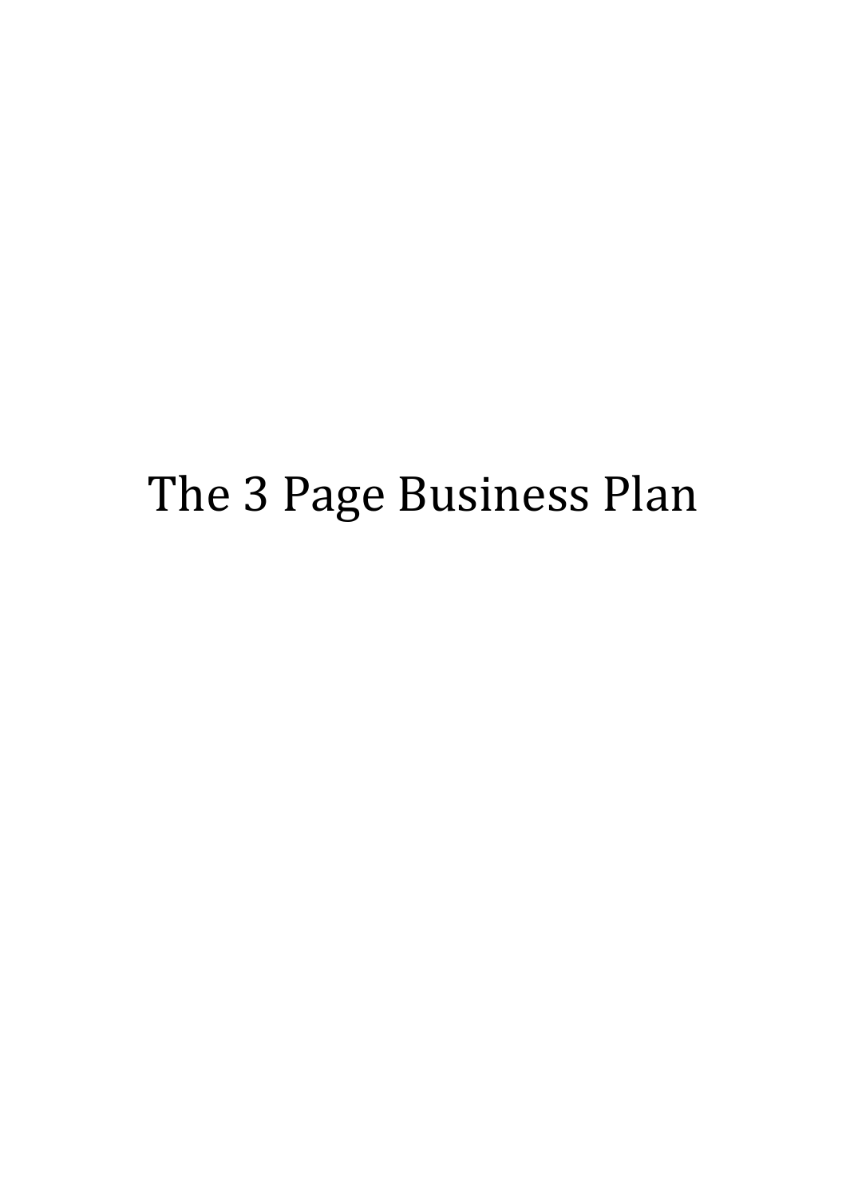# The 3 Page Business Plan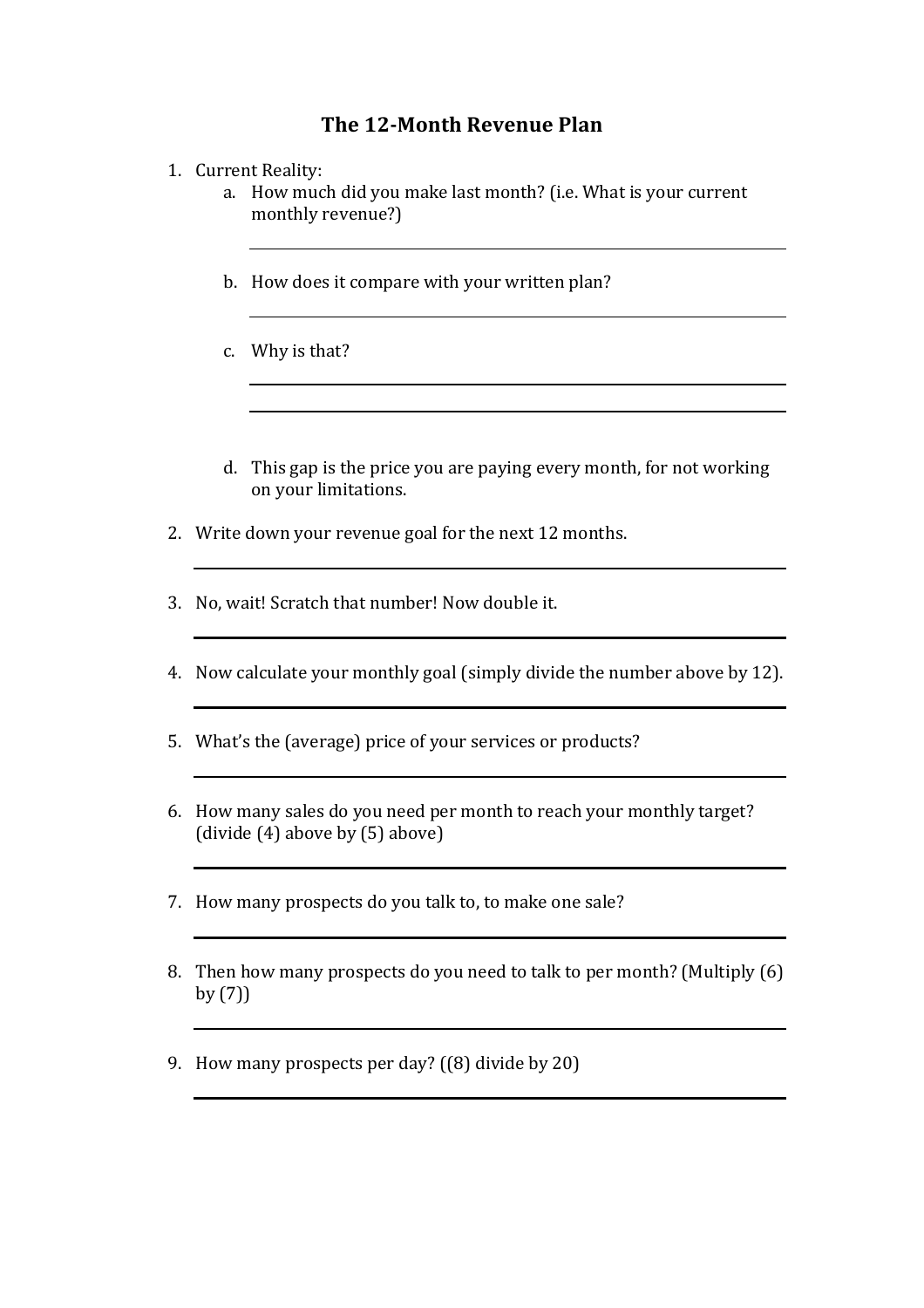# The 12-Month Revenue Plan

1. Current Reality:
   a. How much did you make last month? (i.e. What is your current monthly revenue?)

      ______________________________

   b. How does it compare with your written plan?

      ______________________________

   c. Why is that?

      ______________________________

      ______________________________

   d. This gap is the price you are paying every month, for not working on your limitations.

2. Write down your revenue goal for the next 12 months.

   ______________________________

3. No, wait! Scratch that number! Now double it.

   ______________________________

4. Now calculate your monthly goal (simply divide the number above by 12).

   ______________________________

5. What's the (average) price of your services or products?

   ______________________________

6. How many sales do you need per month to reach your monthly target? (divide (4) above by (5) above)

   ______________________________

7. How many prospects do you talk to, to make one sale?

   ______________________________

8. Then how many prospects do you need to talk to per month? (Multiply (6) by (7))

   ______________________________

9. How many prospects per day? ((8) divide by 20)

   ______________________________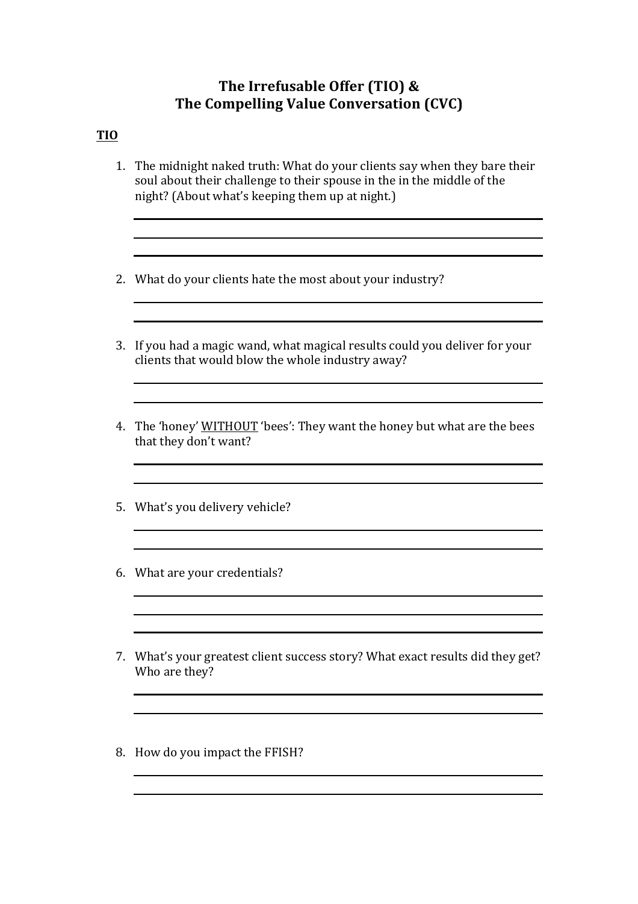# The Irrefusable Offer (TIO) & The Compelling Value Conversation (CVC)

**<u>TIO</u>**

1. The midnight naked truth: What do your clients say when they bare their soul about their challenge to their spouse in the in the middle of the night? (About what's keeping them up at night.)

2. What do your clients hate the most about your industry?

3. If you had a magic wand, what magical results could you deliver for your clients that would blow the whole industry away?

4. The 'honey' <u>WITHOUT</u> 'bees': They want the honey but what are the bees that they don't want?

5. What's you delivery vehicle?

6. What are your credentials?

7. What's your greatest client success story? What exact results did they get? Who are they?

8. How do you impact the FFISH?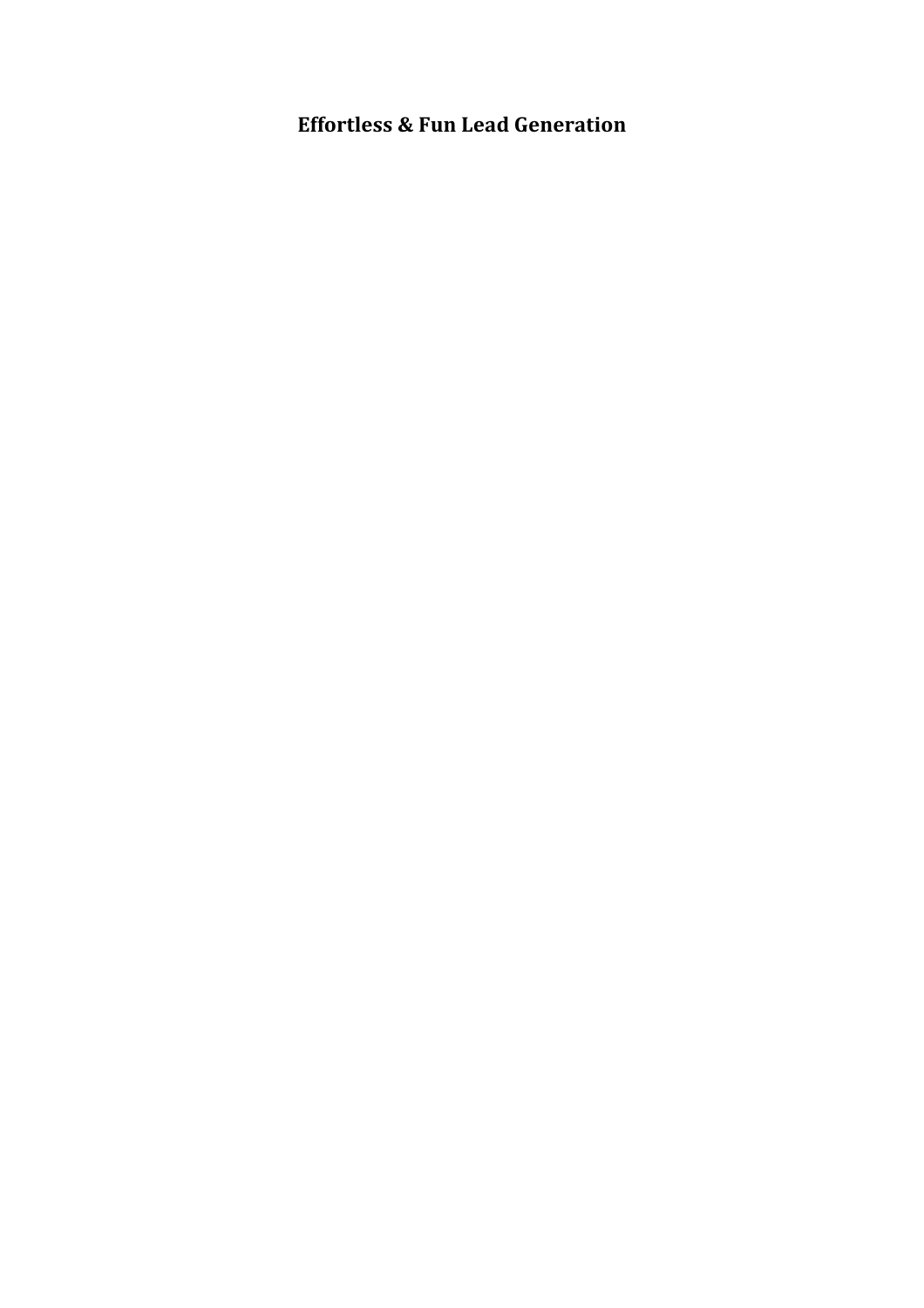**Effortless & Fun Lead Generation**